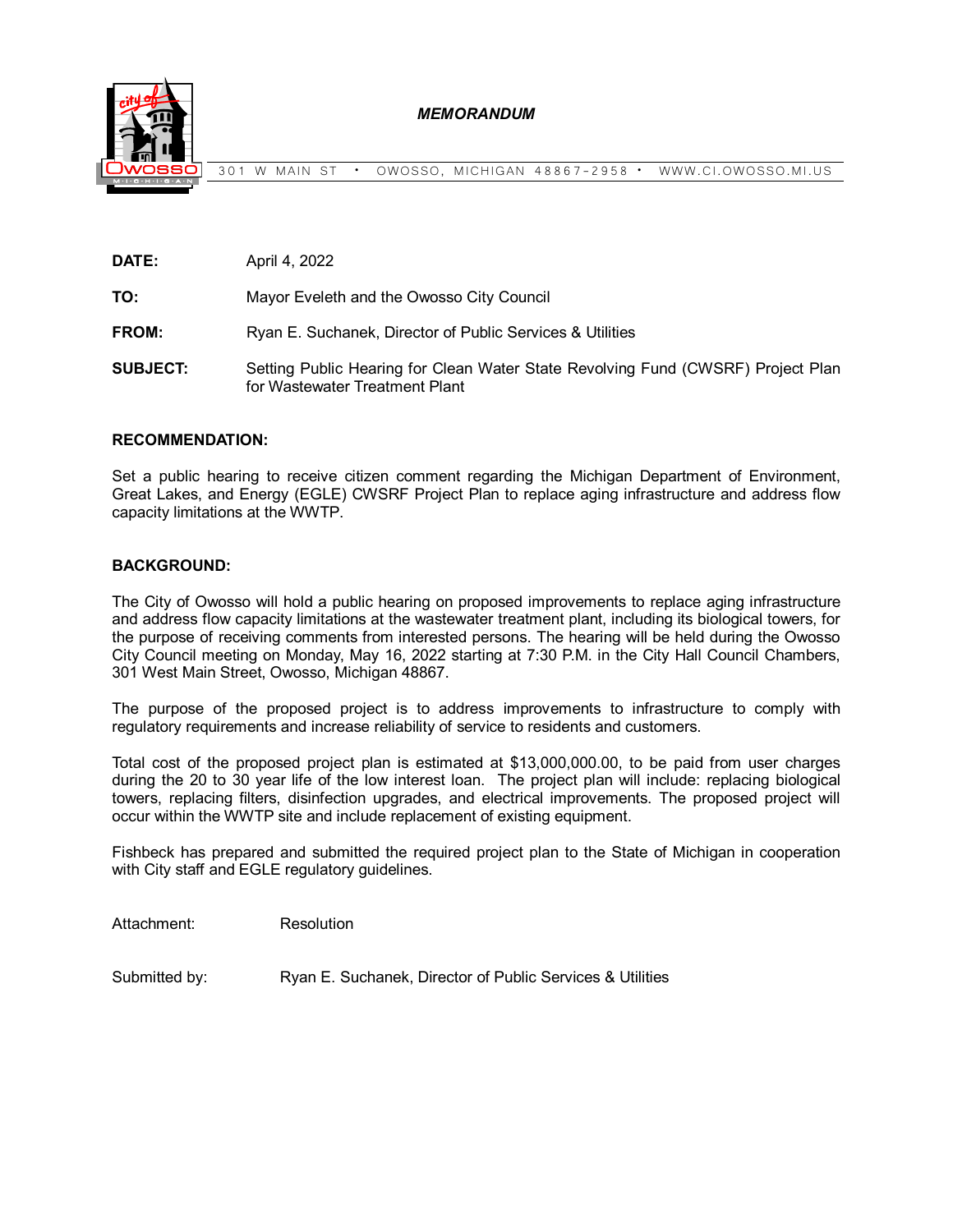*MEMORANDUM*

301 W MAIN ST • OWOSSO, MICHIGAN 48867-2958 • WWW.CI.OWOSSO.MI.US

**DATE:** April 4, 2022

**TO:** Mayor Eveleth and the Owosso City Council

**FROM:** Ryan E. Suchanek, Director of Public Services & Utilities

**SUBJECT:** Setting Public Hearing for Clean Water State Revolving Fund (CWSRF) Project Plan for Wastewater Treatment Plant

**RECOMMENDATION:**

Set a public hearing to receive citizen comment regarding the Michigan Department of Environment, Great Lakes, and Energy (EGLE) CWSRF Project Plan to replace aging infrastructure and address flow capacity limitations at the WWTP.

**BACKGROUND:**

The City of Owosso will hold a public hearing on proposed improvements to replace aging infrastructure and address flow capacity limitations at the wastewater treatment plant, including its biological towers, for the purpose of receiving comments from interested persons. The hearing will be held during the Owosso City Council meeting on Monday, May 16, 2022 starting at 7:30 P.M. in the City Hall Council Chambers, 301 West Main Street, Owosso, Michigan 48867.

The purpose of the proposed project is to address improvements to infrastructure to comply with regulatory requirements and increase reliability of service to residents and customers.

Total cost of the proposed project plan is estimated at $13,000,000.00, to be paid from user charges during the 20 to 30 year life of the low interest loan. The project plan will include: replacing biological towers, replacing filters, disinfection upgrades, and electrical improvements. The proposed project will occur within the WWTP site and include replacement of existing equipment.

Fishbeck has prepared and submitted the required project plan to the State of Michigan in cooperation with City staff and EGLE regulatory guidelines.

Attachment: Resolution

Submitted by: Ryan E. Suchanek, Director of Public Services & Utilities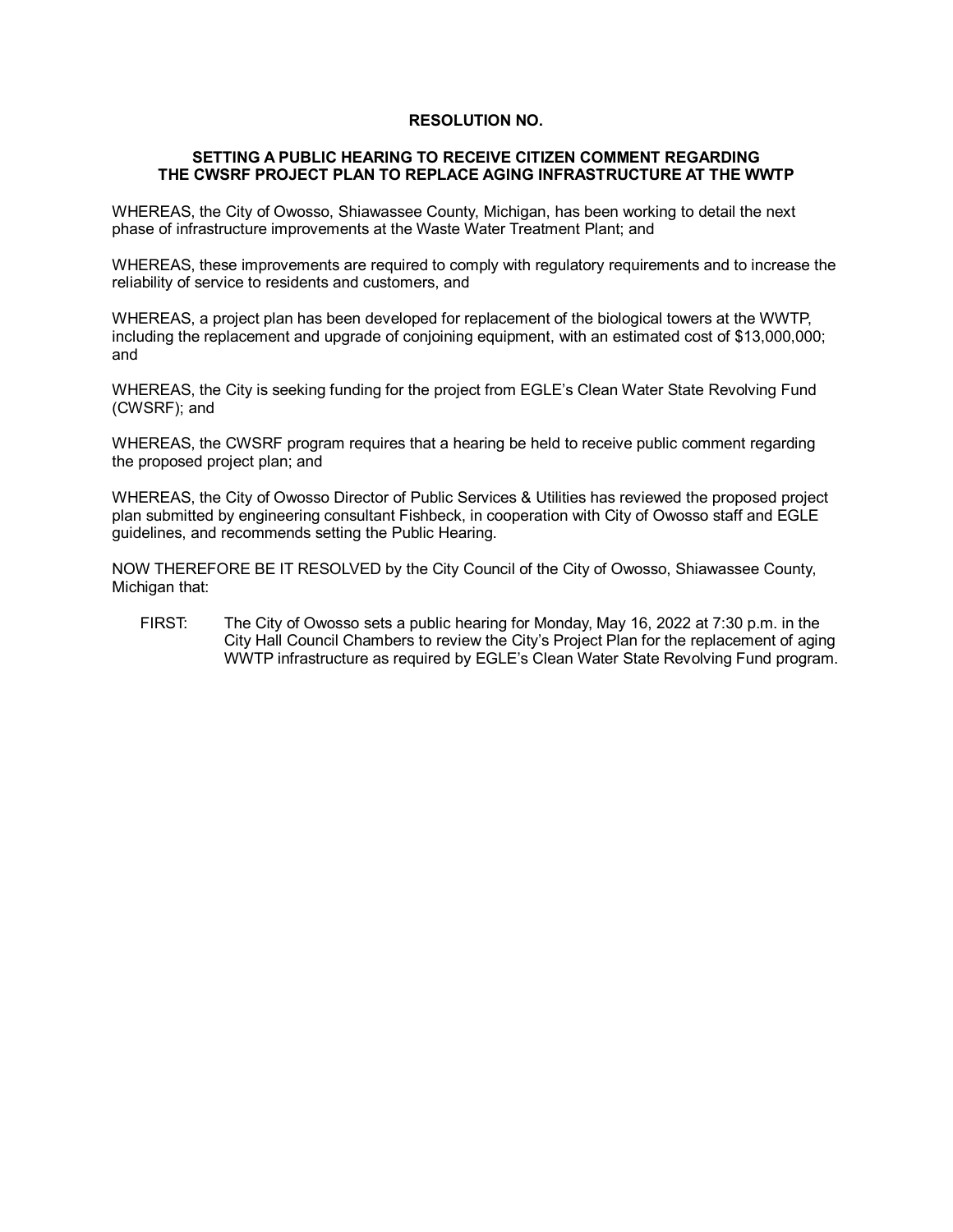**RESOLUTION NO.**

**SETTING A PUBLIC HEARING TO RECEIVE CITIZEN COMMENT REGARDING THE CWSRF PROJECT PLAN TO REPLACE AGING INFRASTRUCTURE AT THE WWTP**

WHEREAS, the City of Owosso, Shiawassee County, Michigan, has been working to detail the next phase of infrastructure improvements at the Waste Water Treatment Plant; and

WHEREAS, these improvements are required to comply with regulatory requirements and to increase the reliability of service to residents and customers, and

WHEREAS, a project plan has been developed for replacement of the biological towers at the WWTP, including the replacement and upgrade of conjoining equipment, with an estimated cost of $13,000,000; and

WHEREAS, the City is seeking funding for the project from EGLE's Clean Water State Revolving Fund (CWSRF); and

WHEREAS, the CWSRF program requires that a hearing be held to receive public comment regarding the proposed project plan; and

WHEREAS, the City of Owosso Director of Public Services & Utilities has reviewed the proposed project plan submitted by engineering consultant Fishbeck, in cooperation with City of Owosso staff and EGLE guidelines, and recommends setting the Public Hearing.

NOW THEREFORE BE IT RESOLVED by the City Council of the City of Owosso, Shiawassee County, Michigan that:

FIRST: The City of Owosso sets a public hearing for Monday, May 16, 2022 at 7:30 p.m. in the City Hall Council Chambers to review the City's Project Plan for the replacement of aging WWTP infrastructure as required by EGLE's Clean Water State Revolving Fund program.